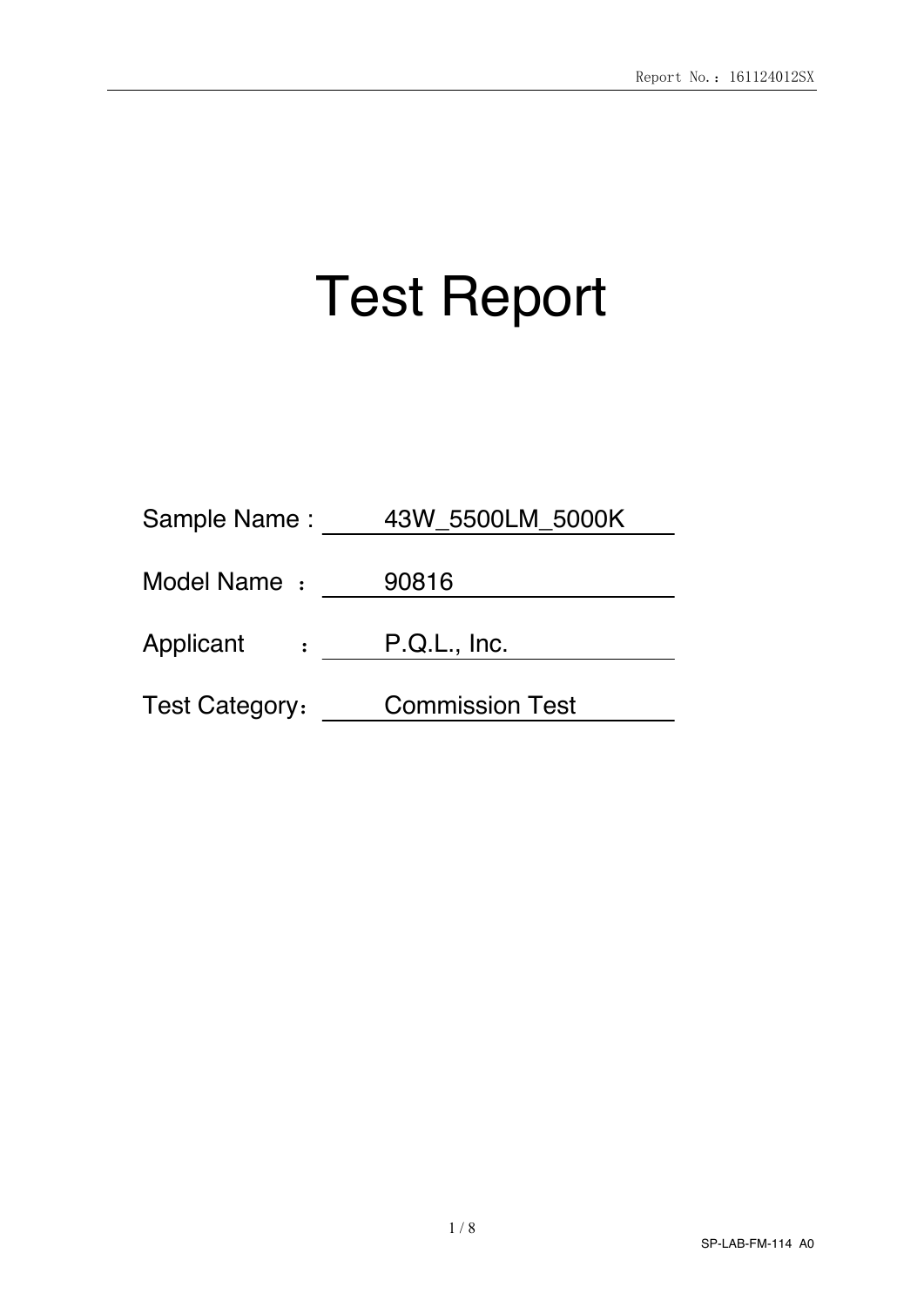# Test Report

Sample Name : 43W_5500LM_5000K

Model Name ： 90816

Applicant ： P.Q.L., Inc.

Test Category： Commission Test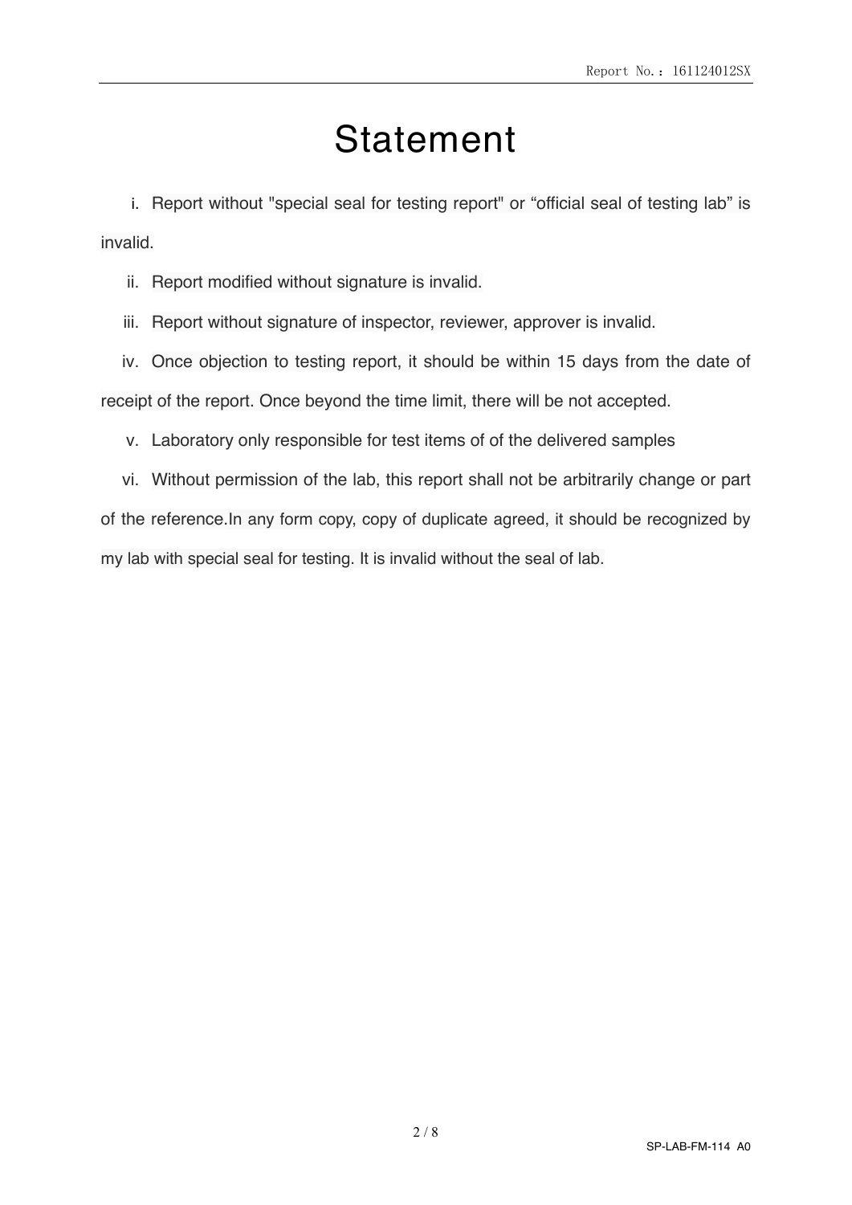# Statement

i. Report without "special seal for testing report" or “official seal of testing lab” is invalid.

ii. Report modified without signature is invalid.

iii. Report without signature of inspector, reviewer, approver is invalid.

iv. Once objection to testing report, it should be within 15 days from the date of receipt of the report. Once beyond the time limit, there will be not accepted.

v. Laboratory only responsible for test items of of the delivered samples

vi. Without permission of the lab, this report shall not be arbitrarily change or part of the reference.In any form copy, copy of duplicate agreed, it should be recognized by my lab with special seal for testing. It is invalid without the seal of lab.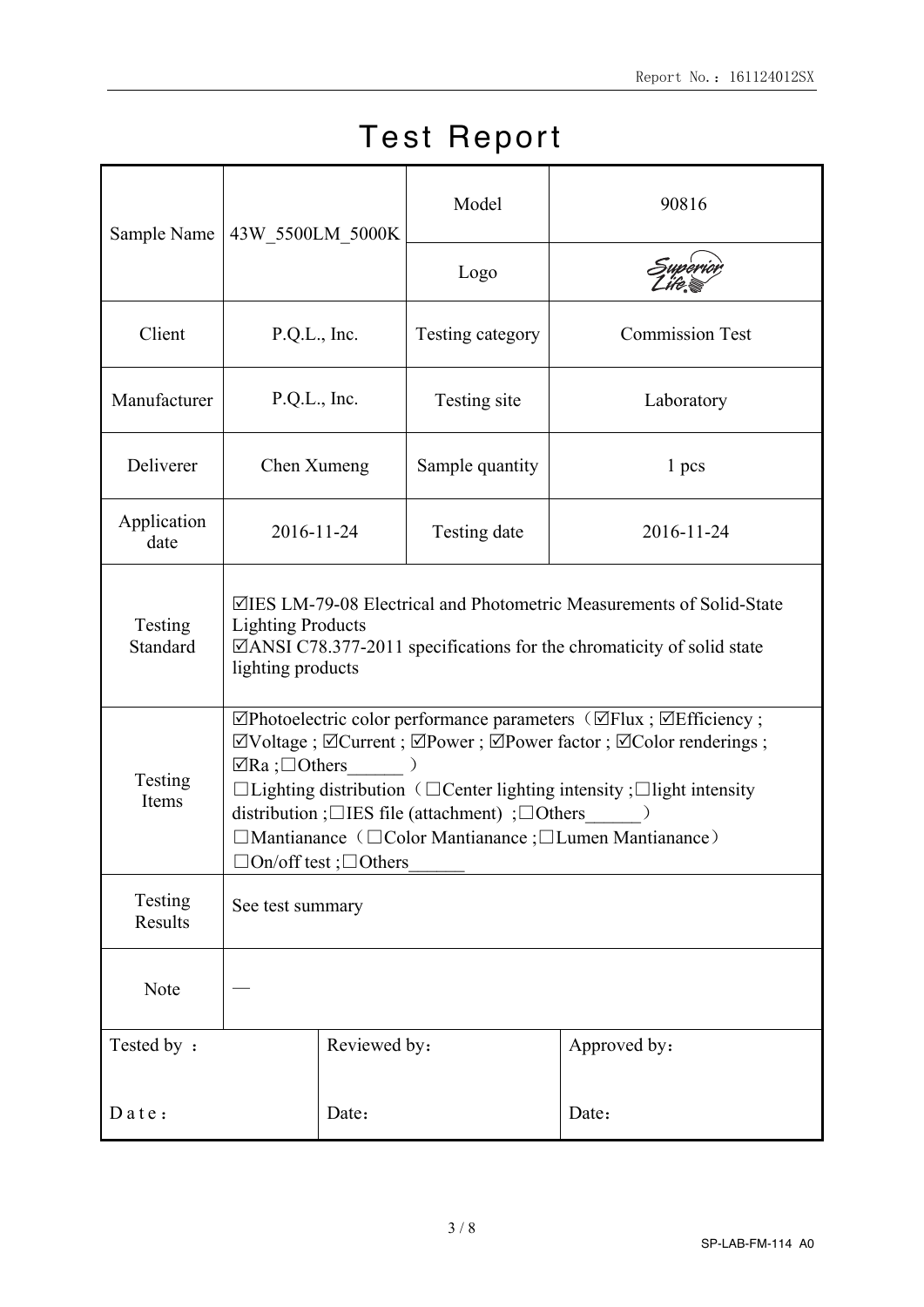# Test Report

| Sample Name | 43W_5500LM_5000K | Model | 90816 |
|---|---|---|---|
| | | Logo | Superior Life |
| Client | P.Q.L., Inc. | Testing category | Commission Test |
| Manufacturer | P.Q.L., Inc. | Testing site | Laboratory |
| Deliverer | Chen Xumeng | Sample quantity | 1 pcs |
| Application date | 2016-11-24 | Testing date | 2016-11-24 |
| Testing Standard | ☑IES LM-79-08 Electrical and Photometric Measurements of Solid-State Lighting Products<br>☑ANSI C78.377-2011 specifications for the chromaticity of solid state lighting products | | |
| Testing Items | ☑Photoelectric color performance parameters（☑Flux ; ☑Efficiency ; ☑Voltage ; ☑Current ; ☑Power ; ☑Power factor ; ☑Color renderings ; ☑Ra ;☐Others______ ）<br>☐Lighting distribution（☐Center lighting intensity ;☐light intensity distribution ;☐IES file (attachment) ;☐Others______）<br>☐Mantianance（☐Color Mantianance ;☐Lumen Mantianance）<br>☐On/off test ;☐Others______ | | |
| Testing Results | See test summary | | |
| Note | — | | |

| Tested by ： | Reviewed by： | Approved by： |
|---|---|---|
| Date： | Date： | Date： |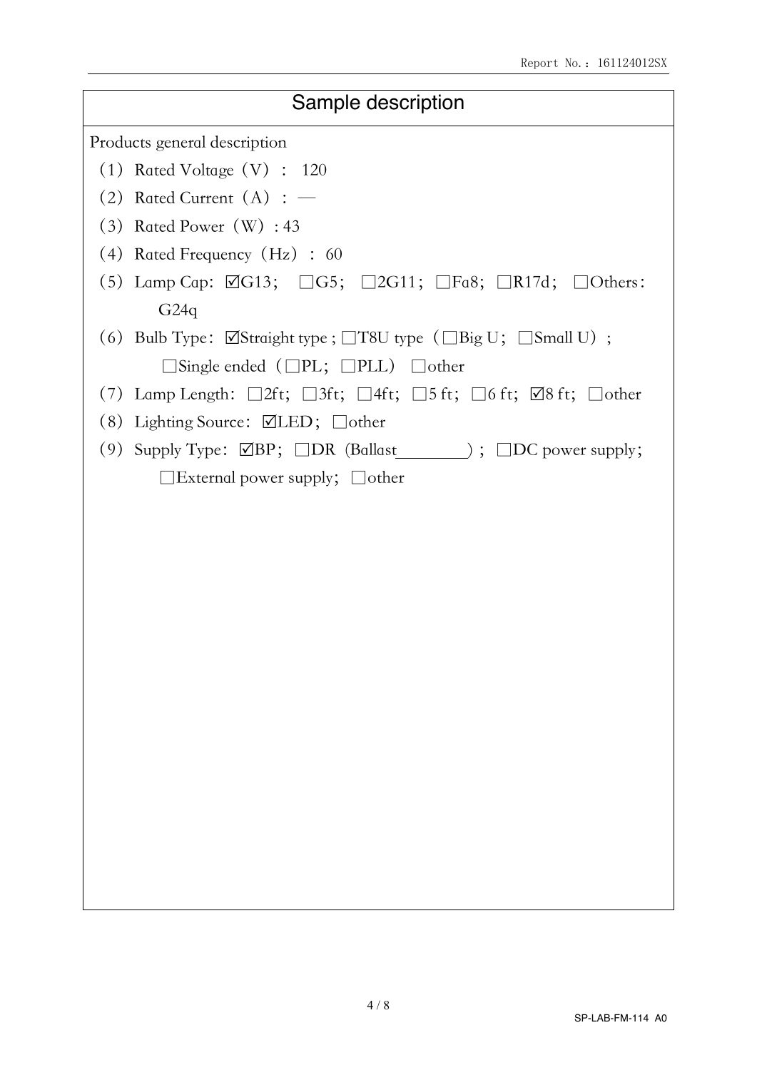## Sample description

Products general description

（1）Rated Voltage（V）： 120

（2）Rated Current（A）： —

（3）Rated Power（W）: 43

（4）Rated Frequency（Hz）： 60

（5）Lamp Cap: ☑G13;  □G5;  □2G11; □Fa8; □R17d;  □Others: G24q

（6）Bulb Type: ☑Straight type ; □T8U type（□Big U; □Small U）;  □Single ended（□PL; □PLL）  □other

（7）Lamp Length: □2ft; □3ft; □4ft; □5 ft; □6 ft; ☑8 ft; □other

（8）Lighting Source: ☑LED; □other

（9）Supply Type: ☑BP; □DR (Ballast________) ; □DC power supply;  □External power supply; □other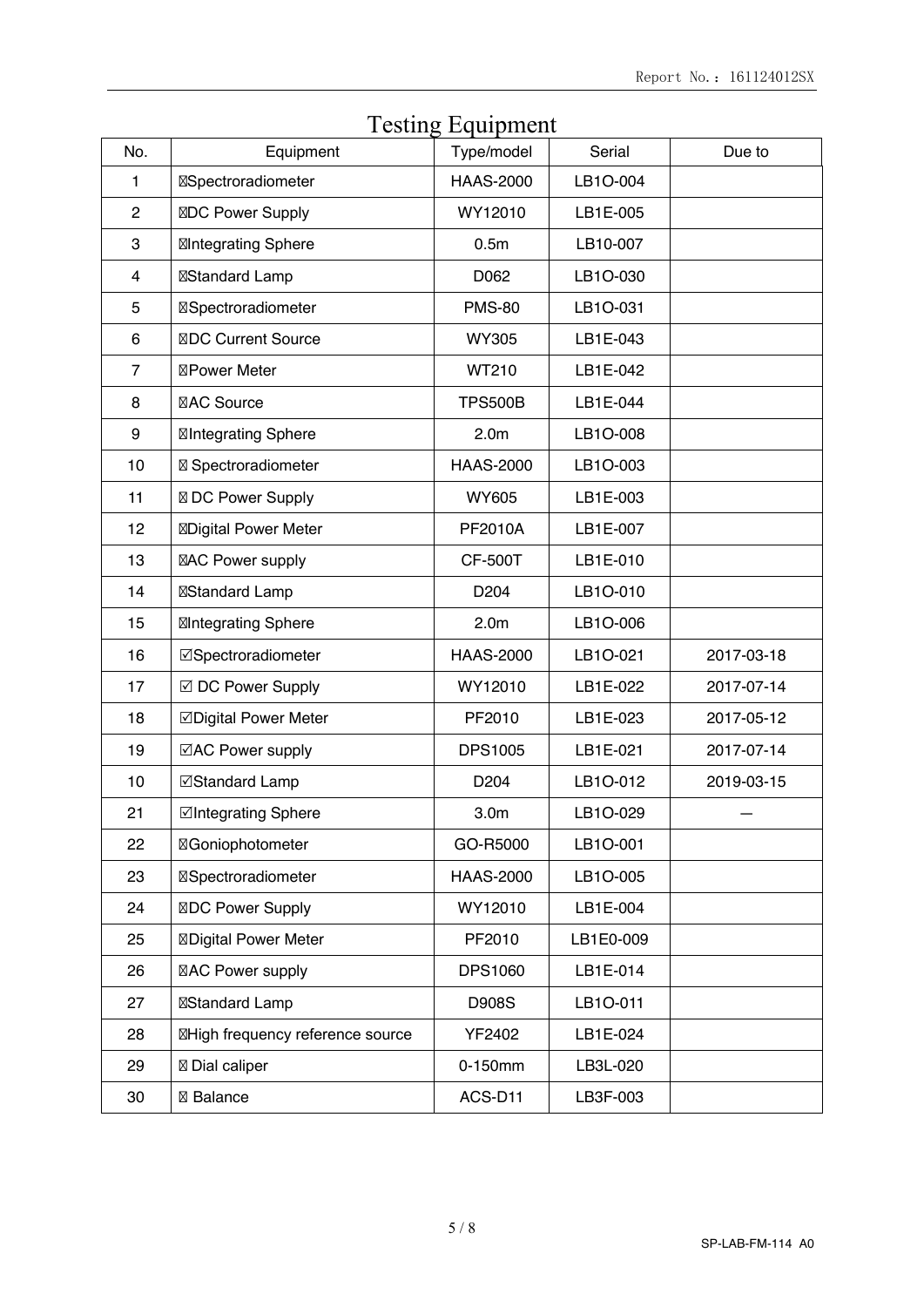# Testing Equipment

| No. | Equipment | Type/model | Serial | Due to |
|---|---|---|---|---|
| 1 | ☒Spectroradiometer | HAAS-2000 | LB1O-004 | |
| 2 | ☒DC Power Supply | WY12010 | LB1E-005 | |
| 3 | ☒Integrating Sphere | 0.5m | LB10-007 | |
| 4 | ☒Standard Lamp | D062 | LB1O-030 | |
| 5 | ☒Spectroradiometer | PMS-80 | LB1O-031 | |
| 6 | ☒DC Current Source | WY305 | LB1E-043 | |
| 7 | ☒Power Meter | WT210 | LB1E-042 | |
| 8 | ☒AC Source | TPS500B | LB1E-044 | |
| 9 | ☒Integrating Sphere | 2.0m | LB1O-008 | |
| 10 | ☒ Spectroradiometer | HAAS-2000 | LB1O-003 | |
| 11 | ☒ DC Power Supply | WY605 | LB1E-003 | |
| 12 | ☒Digital Power Meter | PF2010A | LB1E-007 | |
| 13 | ☒AC Power supply | CF-500T | LB1E-010 | |
| 14 | ☒Standard Lamp | D204 | LB1O-010 | |
| 15 | ☒Integrating Sphere | 2.0m | LB1O-006 | |
| 16 | ☑Spectroradiometer | HAAS-2000 | LB1O-021 | 2017-03-18 |
| 17 | ☑ DC Power Supply | WY12010 | LB1E-022 | 2017-07-14 |
| 18 | ☑Digital Power Meter | PF2010 | LB1E-023 | 2017-05-12 |
| 19 | ☑AC Power supply | DPS1005 | LB1E-021 | 2017-07-14 |
| 10 | ☑Standard Lamp | D204 | LB1O-012 | 2019-03-15 |
| 21 | ☑Integrating Sphere | 3.0m | LB1O-029 | — |
| 22 | ☒Goniophotometer | GO-R5000 | LB1O-001 | |
| 23 | ☒Spectroradiometer | HAAS-2000 | LB1O-005 | |
| 24 | ☒DC Power Supply | WY12010 | LB1E-004 | |
| 25 | ☒Digital Power Meter | PF2010 | LB1E0-009 | |
| 26 | ☒AC Power supply | DPS1060 | LB1E-014 | |
| 27 | ☒Standard Lamp | D908S | LB1O-011 | |
| 28 | ☒High frequency reference source | YF2402 | LB1E-024 | |
| 29 | ☒ Dial caliper | 0-150mm | LB3L-020 | |
| 30 | ☒ Balance | ACS-D11 | LB3F-003 | |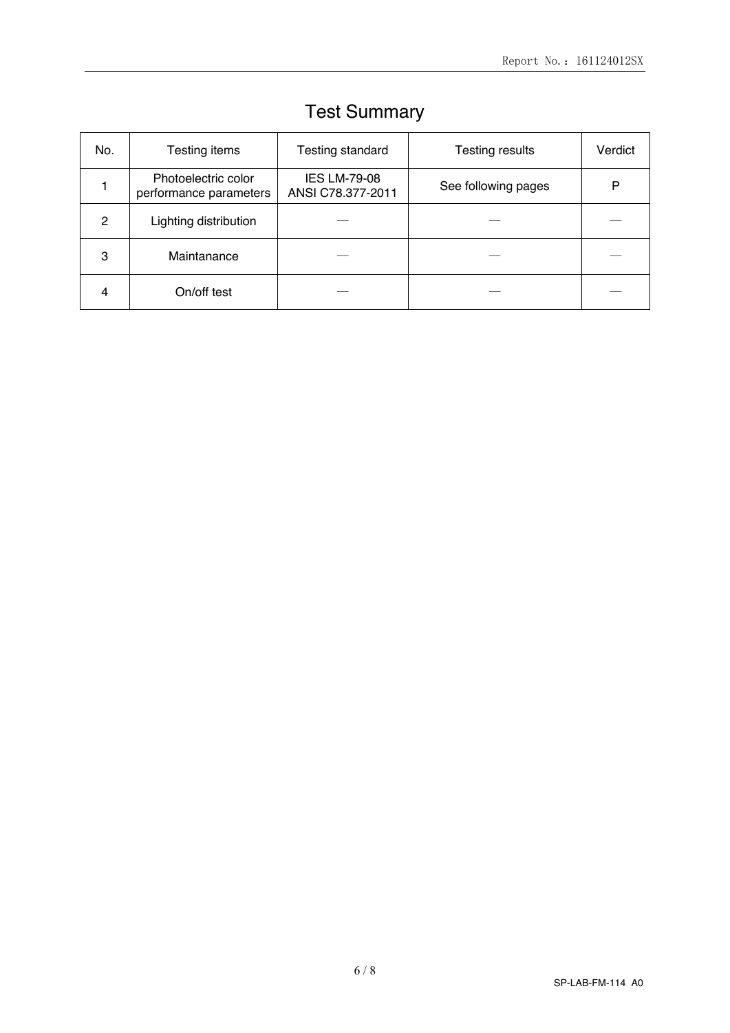# Test Summary

| No. | Testing items | Testing standard | Testing results | Verdict |
| --- | --- | --- | --- | --- |
| 1 | Photoelectric color performance parameters | IES LM-79-08 ANSI C78.377-2011 | See following pages | P |
| 2 | Lighting distribution | — | — | — |
| 3 | Maintanance | — | — | — |
| 4 | On/off test | — | — | — |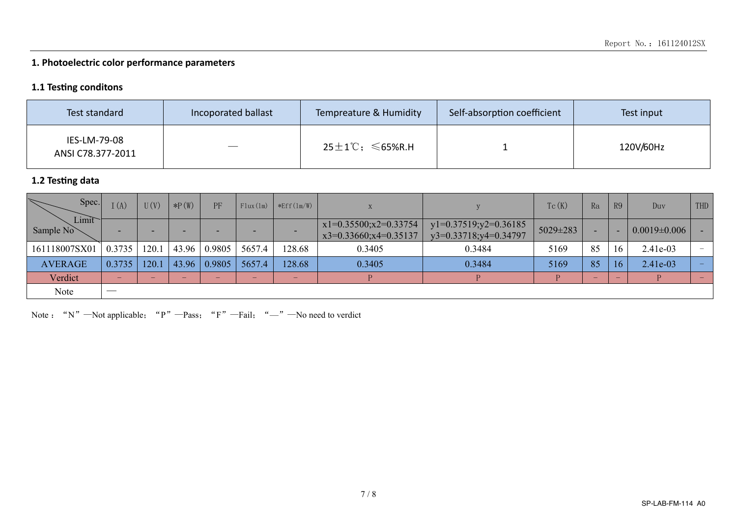## 1. Photoelectric color performance parameters

### 1.1 Testing conditons

| Test standard | Incoporated ballast | Tempreature & Humidity | Self-absorption coefficient | Test input |
|---|---|---|---|---|
| IES-LM-79-08<br>ANSI C78.377-2011 | — | 25±1℃；≤65%R.H | 1 | 120V/60Hz |

### 1.2 Testing data

| Spec. / Limit / Sample No | I (A) | U (V) | *P (W) | PF | Flux (lm) | *Eff (lm/W) | x | y | Tc (K) | Ra | R9 | Duv | THD |
|---|---|---|---|---|---|---|---|---|---|---|---|---|---|
| Limit | - | - | - | - | - | - | x1=0.35500;x2=0.33754<br>x3=0.33660;x4=0.35137 | y1=0.37519;y2=0.36185<br>y3=0.33718;y4=0.34797 | 5029±283 | - | - | 0.0019±0.006 | - |
| 161118007SX01 | 0.3735 | 120.1 | 43.96 | 0.9805 | 5657.4 | 128.68 | 0.3405 | 0.3484 | 5169 | 85 | 16 | 2.41e-03 | — |
| AVERAGE | 0.3735 | 120.1 | 43.96 | 0.9805 | 5657.4 | 128.68 | 0.3405 | 0.3484 | 5169 | 85 | 16 | 2.41e-03 | — |
| Verdict | — | — | — | — | — | — | P | P | P | — | — | P | — |
| Note | — | | | | | | | | | | | | |

Note： "N"—Not applicable； "P"—Pass； "F"—Fail； "—"—No need to verdict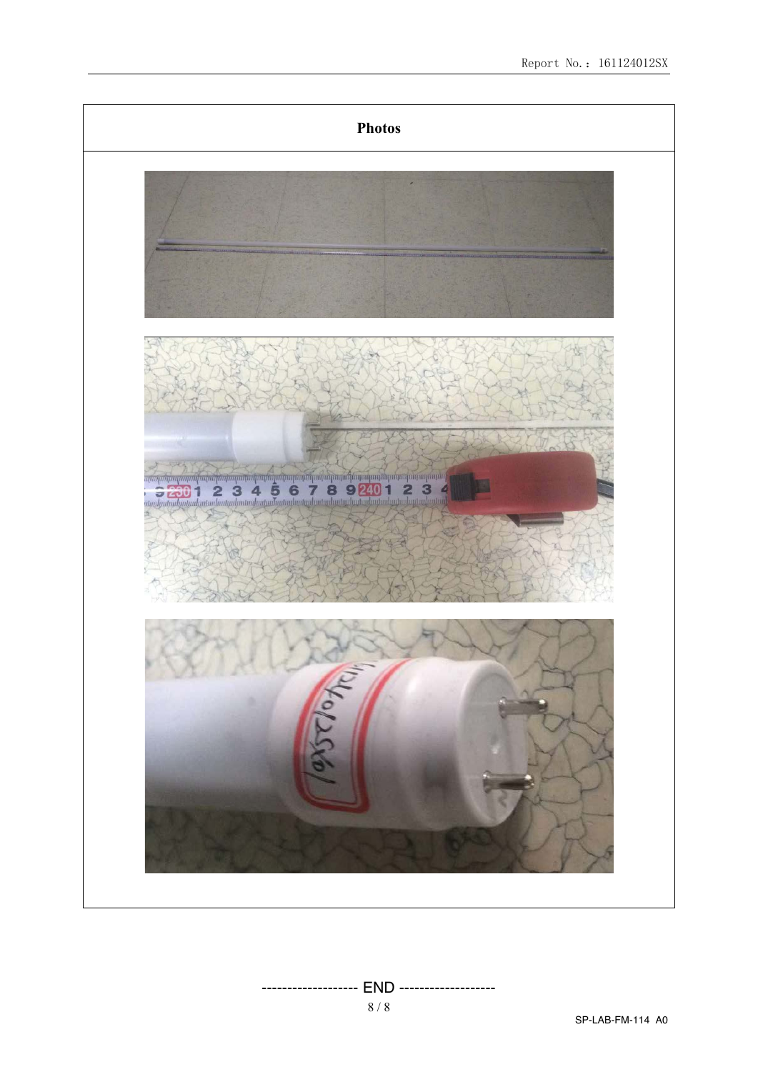**Photos**

------------------- END -------------------